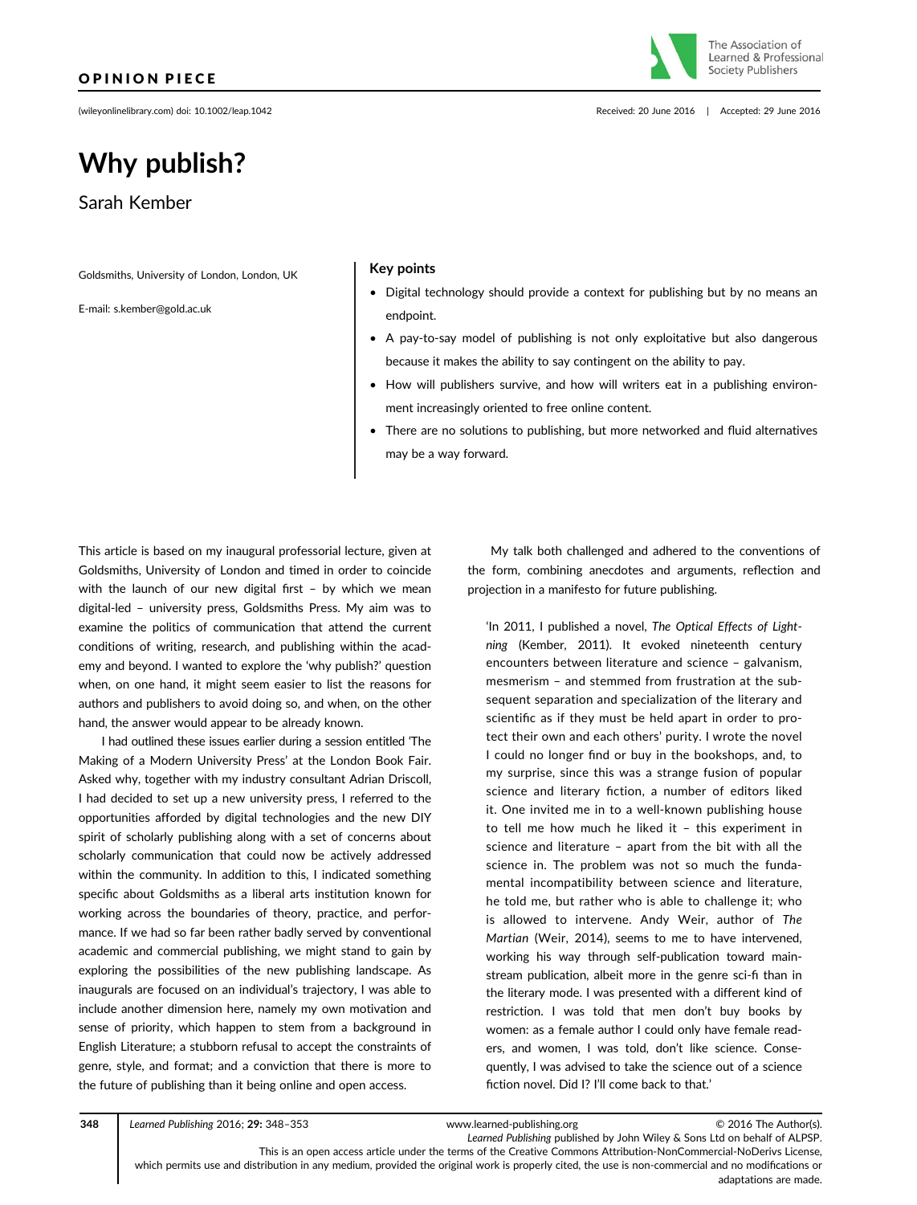OPINION PIECE

# Why publish?

Sarah Kember

Goldsmiths, University of London, London, UK

E-mail: s.kember@gold.ac.uk

**Key points**

- Digital technology should provide a context for publishing but by no means an endpoint.
- A pay-to-say model of publishing is not only exploitative but also dangerous because it makes the ability to say contingent on the ability to pay.
- How will publishers survive, and how will writers eat in a publishing environment increasingly oriented to free online content.
- There are no solutions to publishing, but more networked and fluid alternatives may be a way forward.

This article is based on my inaugural professorial lecture, given at Goldsmiths, University of London and timed in order to coincide with the launch of our new digital first – by which we mean digital-led – university press, Goldsmiths Press. My aim was to examine the politics of communication that attend the current conditions of writing, research, and publishing within the academy and beyond. I wanted to explore the 'why publish?' question when, on one hand, it might seem easier to list the reasons for authors and publishers to avoid doing so, and when, on the other hand, the answer would appear to be already known.

I had outlined these issues earlier during a session entitled 'The Making of a Modern University Press' at the London Book Fair. Asked why, together with my industry consultant Adrian Driscoll, I had decided to set up a new university press, I referred to the opportunities afforded by digital technologies and the new DIY spirit of scholarly publishing along with a set of concerns about scholarly communication that could now be actively addressed within the community. In addition to this, I indicated something specific about Goldsmiths as a liberal arts institution known for working across the boundaries of theory, practice, and performance. If we had so far been rather badly served by conventional academic and commercial publishing, we might stand to gain by exploring the possibilities of the new publishing landscape. As inaugurals are focused on an individual's trajectory, I was able to include another dimension here, namely my own motivation and sense of priority, which happen to stem from a background in English Literature; a stubborn refusal to accept the constraints of genre, style, and format; and a conviction that there is more to the future of publishing than it being online and open access.

My talk both challenged and adhered to the conventions of the form, combining anecdotes and arguments, reflection and projection in a manifesto for future publishing.

> 'In 2011, I published a novel, *The Optical Effects of Lightning* (Kember, 2011). It evoked nineteenth century encounters between literature and science – galvanism, mesmerism – and stemmed from frustration at the subsequent separation and specialization of the literary and scientific as if they must be held apart in order to protect their own and each others' purity. I wrote the novel I could no longer find or buy in the bookshops, and, to my surprise, since this was a strange fusion of popular science and literary fiction, a number of editors liked it. One invited me in to a well-known publishing house to tell me how much he liked it – this experiment in science and literature – apart from the bit with all the science in. The problem was not so much the fundamental incompatibility between science and literature, he told me, but rather who is able to challenge it; who is allowed to intervene. Andy Weir, author of *The Martian* (Weir, 2014), seems to me to have intervened, working his way through self-publication toward mainstream publication, albeit more in the genre sci-fi than in the literary mode. I was presented with a different kind of restriction. I was told that men don't buy books by women: as a female author I could only have female readers, and women, I was told, don't like science. Consequently, I was advised to take the science out of a science fiction novel. Did I? I'll come back to that.'

© 2016 The Author(s). *Learned Publishing* published by John Wiley & Sons Ltd on behalf of ALPSP.
This is an open access article under the terms of the Creative Commons Attribution-NonCommercial-NoDerivs License, which permits use and distribution in any medium, provided the original work is properly cited, the use is non-commercial and no modifications or adaptations are made.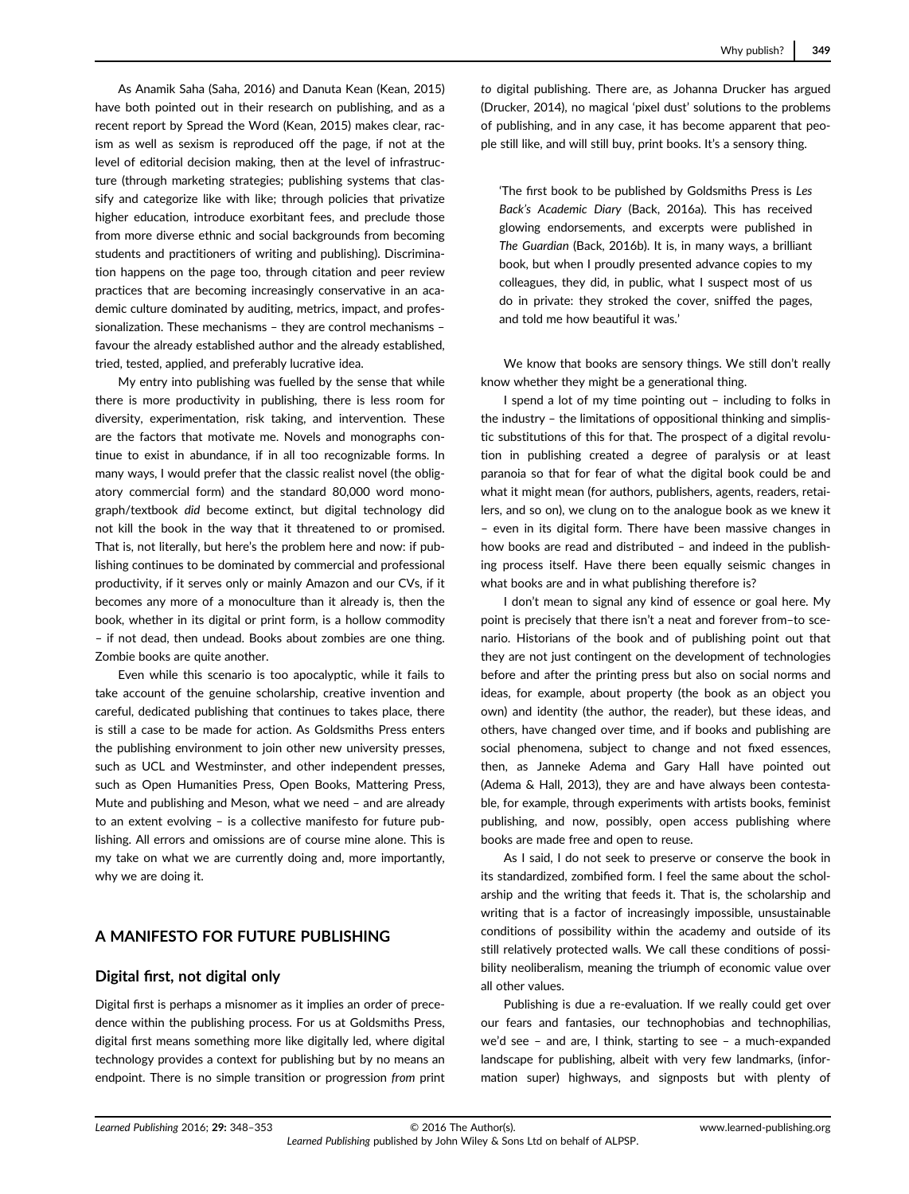As Anamik Saha (Saha, 2016) and Danuta Kean (Kean, 2015) have both pointed out in their research on publishing, and as a recent report by Spread the Word (Kean, 2015) makes clear, racism as well as sexism is reproduced off the page, if not at the level of editorial decision making, then at the level of infrastructure (through marketing strategies; publishing systems that classify and categorize like with like; through policies that privatize higher education, introduce exorbitant fees, and preclude those from more diverse ethnic and social backgrounds from becoming students and practitioners of writing and publishing). Discrimination happens on the page too, through citation and peer review practices that are becoming increasingly conservative in an academic culture dominated by auditing, metrics, impact, and professionalization. These mechanisms – they are control mechanisms – favour the already established author and the already established, tried, tested, applied, and preferably lucrative idea.

My entry into publishing was fuelled by the sense that while there is more productivity in publishing, there is less room for diversity, experimentation, risk taking, and intervention. These are the factors that motivate me. Novels and monographs continue to exist in abundance, if in all too recognizable forms. In many ways, I would prefer that the classic realist novel (the obligatory commercial form) and the standard 80,000 word monograph/textbook *did* become extinct, but digital technology did not kill the book in the way that it threatened to or promised. That is, not literally, but here's the problem here and now: if publishing continues to be dominated by commercial and professional productivity, if it serves only or mainly Amazon and our CVs, if it becomes any more of a monoculture than it already is, then the book, whether in its digital or print form, is a hollow commodity – if not dead, then undead. Books about zombies are one thing. Zombie books are quite another.

Even while this scenario is too apocalyptic, while it fails to take account of the genuine scholarship, creative invention and careful, dedicated publishing that continues to takes place, there is still a case to be made for action. As Goldsmiths Press enters the publishing environment to join other new university presses, such as UCL and Westminster, and other independent presses, such as Open Humanities Press, Open Books, Mattering Press, Mute and publishing and Meson, what we need – and are already to an extent evolving – is a collective manifesto for future publishing. All errors and omissions are of course mine alone. This is my take on what we are currently doing and, more importantly, why we are doing it.

## A MANIFESTO FOR FUTURE PUBLISHING

### Digital first, not digital only

Digital first is perhaps a misnomer as it implies an order of precedence within the publishing process. For us at Goldsmiths Press, digital first means something more like digitally led, where digital technology provides a context for publishing but by no means an endpoint. There is no simple transition or progression *from* print *to* digital publishing. There are, as Johanna Drucker has argued (Drucker, 2014), no magical 'pixel dust' solutions to the problems of publishing, and in any case, it has become apparent that people still like, and will still buy, print books. It's a sensory thing.

> 'The first book to be published by Goldsmiths Press is *Les Back's Academic Diary* (Back, 2016a). This has received glowing endorsements, and excerpts were published in *The Guardian* (Back, 2016b). It is, in many ways, a brilliant book, but when I proudly presented advance copies to my colleagues, they did, in public, what I suspect most of us do in private: they stroked the cover, sniffed the pages, and told me how beautiful it was.'

We know that books are sensory things. We still don't really know whether they might be a generational thing.

I spend a lot of my time pointing out – including to folks in the industry – the limitations of oppositional thinking and simplistic substitutions of this for that. The prospect of a digital revolution in publishing created a degree of paralysis or at least paranoia so that for fear of what the digital book could be and what it might mean (for authors, publishers, agents, readers, retailers, and so on), we clung on to the analogue book as we knew it – even in its digital form. There have been massive changes in how books are read and distributed – and indeed in the publishing process itself. Have there been equally seismic changes in what books are and in what publishing therefore is?

I don't mean to signal any kind of essence or goal here. My point is precisely that there isn't a neat and forever from–to scenario. Historians of the book and of publishing point out that they are not just contingent on the development of technologies before and after the printing press but also on social norms and ideas, for example, about property (the book as an object you own) and identity (the author, the reader), but these ideas, and others, have changed over time, and if books and publishing are social phenomena, subject to change and not fixed essences, then, as Janneke Adema and Gary Hall have pointed out (Adema & Hall, 2013), they are and have always been contestable, for example, through experiments with artists books, feminist publishing, and now, possibly, open access publishing where books are made free and open to reuse.

As I said, I do not seek to preserve or conserve the book in its standardized, zombified form. I feel the same about the scholarship and the writing that feeds it. That is, the scholarship and writing that is a factor of increasingly impossible, unsustainable conditions of possibility within the academy and outside of its still relatively protected walls. We call these conditions of possibility neoliberalism, meaning the triumph of economic value over all other values.

Publishing is due a re-evaluation. If we really could get over our fears and fantasies, our technophobias and technophilias, we'd see – and are, I think, starting to see – a much-expanded landscape for publishing, albeit with very few landmarks, (information super) highways, and signposts but with plenty of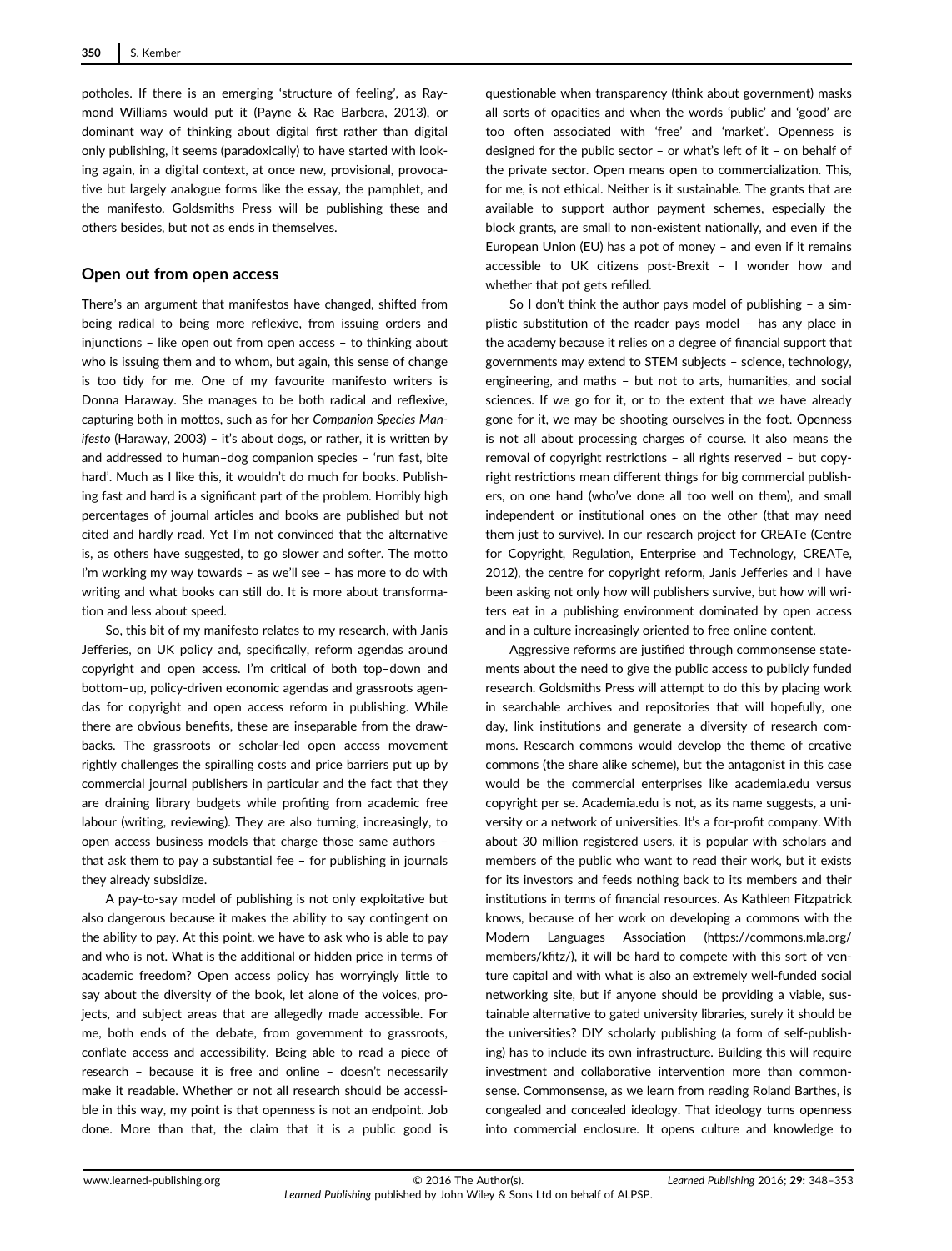potholes. If there is an emerging 'structure of feeling', as Raymond Williams would put it (Payne & Rae Barbera, 2013), or dominant way of thinking about digital first rather than digital only publishing, it seems (paradoxically) to have started with looking again, in a digital context, at once new, provisional, provocative but largely analogue forms like the essay, the pamphlet, and the manifesto. Goldsmiths Press will be publishing these and others besides, but not as ends in themselves.

## Open out from open access

There's an argument that manifestos have changed, shifted from being radical to being more reflexive, from issuing orders and injunctions – like open out from open access – to thinking about who is issuing them and to whom, but again, this sense of change is too tidy for me. One of my favourite manifesto writers is Donna Haraway. She manages to be both radical and reflexive, capturing both in mottos, such as for her *Companion Species Manifesto* (Haraway, 2003) – it's about dogs, or rather, it is written by and addressed to human–dog companion species – 'run fast, bite hard'. Much as I like this, it wouldn't do much for books. Publishing fast and hard is a significant part of the problem. Horribly high percentages of journal articles and books are published but not cited and hardly read. Yet I'm not convinced that the alternative is, as others have suggested, to go slower and softer. The motto I'm working my way towards – as we'll see – has more to do with writing and what books can still do. It is more about transformation and less about speed.

So, this bit of my manifesto relates to my research, with Janis Jefferies, on UK policy and, specifically, reform agendas around copyright and open access. I'm critical of both top–down and bottom–up, policy-driven economic agendas and grassroots agendas for copyright and open access reform in publishing. While there are obvious benefits, these are inseparable from the drawbacks. The grassroots or scholar-led open access movement rightly challenges the spiralling costs and price barriers put up by commercial journal publishers in particular and the fact that they are draining library budgets while profiting from academic free labour (writing, reviewing). They are also turning, increasingly, to open access business models that charge those same authors – that ask them to pay a substantial fee – for publishing in journals they already subsidize.

A pay-to-say model of publishing is not only exploitative but also dangerous because it makes the ability to say contingent on the ability to pay. At this point, we have to ask who is able to pay and who is not. What is the additional or hidden price in terms of academic freedom? Open access policy has worryingly little to say about the diversity of the book, let alone of the voices, projects, and subject areas that are allegedly made accessible. For me, both ends of the debate, from government to grassroots, conflate access and accessibility. Being able to read a piece of research – because it is free and online – doesn't necessarily make it readable. Whether or not all research should be accessible in this way, my point is that openness is not an endpoint. Job done. More than that, the claim that it is a public good is questionable when transparency (think about government) masks all sorts of opacities and when the words 'public' and 'good' are too often associated with 'free' and 'market'. Openness is designed for the public sector – or what's left of it – on behalf of the private sector. Open means open to commercialization. This, for me, is not ethical. Neither is it sustainable. The grants that are available to support author payment schemes, especially the block grants, are small to non-existent nationally, and even if the European Union (EU) has a pot of money – and even if it remains accessible to UK citizens post-Brexit – I wonder how and whether that pot gets refilled.

So I don't think the author pays model of publishing – a simplistic substitution of the reader pays model – has any place in the academy because it relies on a degree of financial support that governments may extend to STEM subjects – science, technology, engineering, and maths – but not to arts, humanities, and social sciences. If we go for it, or to the extent that we have already gone for it, we may be shooting ourselves in the foot. Openness is not all about processing charges of course. It also means the removal of copyright restrictions – all rights reserved – but copyright restrictions mean different things for big commercial publishers, on one hand (who've done all too well on them), and small independent or institutional ones on the other (that may need them just to survive). In our research project for CREATe (Centre for Copyright, Regulation, Enterprise and Technology, CREATe, 2012), the centre for copyright reform, Janis Jefferies and I have been asking not only how will publishers survive, but how will writers eat in a publishing environment dominated by open access and in a culture increasingly oriented to free online content.

Aggressive reforms are justified through commonsense statements about the need to give the public access to publicly funded research. Goldsmiths Press will attempt to do this by placing work in searchable archives and repositories that will hopefully, one day, link institutions and generate a diversity of research commons. Research commons would develop the theme of creative commons (the share alike scheme), but the antagonist in this case would be the commercial enterprises like academia.edu versus copyright per se. Academia.edu is not, as its name suggests, a university or a network of universities. It's a for-profit company. With about 30 million registered users, it is popular with scholars and members of the public who want to read their work, but it exists for its investors and feeds nothing back to its members and their institutions in terms of financial resources. As Kathleen Fitzpatrick knows, because of her work on developing a commons with the Modern Languages Association (https://commons.mla.org/members/kfitz/), it will be hard to compete with this sort of venture capital and with what is also an extremely well-funded social networking site, but if anyone should be providing a viable, sustainable alternative to gated university libraries, surely it should be the universities? DIY scholarly publishing (a form of self-publishing) has to include its own infrastructure. Building this will require investment and collaborative intervention more than commonsense. Commonsense, as we learn from reading Roland Barthes, is congealed and concealed ideology. That ideology turns openness into commercial enclosure. It opens culture and knowledge to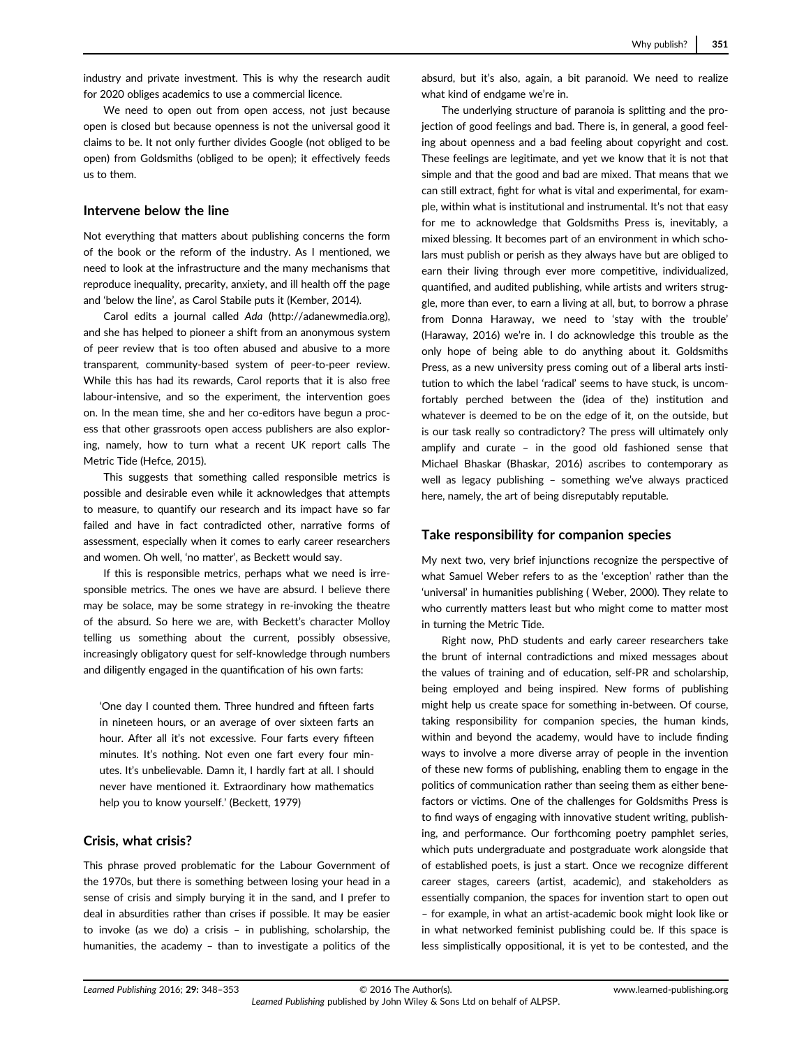industry and private investment. This is why the research audit for 2020 obliges academics to use a commercial licence.

We need to open out from open access, not just because open is closed but because openness is not the universal good it claims to be. It not only further divides Google (not obliged to be open) from Goldsmiths (obliged to be open); it effectively feeds us to them.

## Intervene below the line

Not everything that matters about publishing concerns the form of the book or the reform of the industry. As I mentioned, we need to look at the infrastructure and the many mechanisms that reproduce inequality, precarity, anxiety, and ill health off the page and 'below the line', as Carol Stabile puts it (Kember, 2014).

Carol edits a journal called *Ada* (http://adanewmedia.org), and she has helped to pioneer a shift from an anonymous system of peer review that is too often abused and abusive to a more transparent, community-based system of peer-to-peer review. While this has had its rewards, Carol reports that it is also free labour-intensive, and so the experiment, the intervention goes on. In the mean time, she and her co-editors have begun a process that other grassroots open access publishers are also exploring, namely, how to turn what a recent UK report calls The Metric Tide (Hefce, 2015).

This suggests that something called responsible metrics is possible and desirable even while it acknowledges that attempts to measure, to quantify our research and its impact have so far failed and have in fact contradicted other, narrative forms of assessment, especially when it comes to early career researchers and women. Oh well, 'no matter', as Beckett would say.

If this is responsible metrics, perhaps what we need is irresponsible metrics. The ones we have are absurd. I believe there may be solace, may be some strategy in re-invoking the theatre of the absurd. So here we are, with Beckett's character Molloy telling us something about the current, possibly obsessive, increasingly obligatory quest for self-knowledge through numbers and diligently engaged in the quantification of his own farts:

> 'One day I counted them. Three hundred and fifteen farts in nineteen hours, or an average of over sixteen farts an hour. After all it's not excessive. Four farts every fifteen minutes. It's nothing. Not even one fart every four minutes. It's unbelievable. Damn it, I hardly fart at all. I should never have mentioned it. Extraordinary how mathematics help you to know yourself.' (Beckett, 1979)

## Crisis, what crisis?

This phrase proved problematic for the Labour Government of the 1970s, but there is something between losing your head in a sense of crisis and simply burying it in the sand, and I prefer to deal in absurdities rather than crises if possible. It may be easier to invoke (as we do) a crisis – in publishing, scholarship, the humanities, the academy – than to investigate a politics of the absurd, but it's also, again, a bit paranoid. We need to realize what kind of endgame we're in.

The underlying structure of paranoia is splitting and the projection of good feelings and bad. There is, in general, a good feeling about openness and a bad feeling about copyright and cost. These feelings are legitimate, and yet we know that it is not that simple and that the good and bad are mixed. That means that we can still extract, fight for what is vital and experimental, for example, within what is institutional and instrumental. It's not that easy for me to acknowledge that Goldsmiths Press is, inevitably, a mixed blessing. It becomes part of an environment in which scholars must publish or perish as they always have but are obliged to earn their living through ever more competitive, individualized, quantified, and audited publishing, while artists and writers struggle, more than ever, to earn a living at all, but, to borrow a phrase from Donna Haraway, we need to 'stay with the trouble' (Haraway, 2016) we're in. I do acknowledge this trouble as the only hope of being able to do anything about it. Goldsmiths Press, as a new university press coming out of a liberal arts institution to which the label 'radical' seems to have stuck, is uncomfortably perched between the (idea of the) institution and whatever is deemed to be on the edge of it, on the outside, but is our task really so contradictory? The press will ultimately only amplify and curate – in the good old fashioned sense that Michael Bhaskar (Bhaskar, 2016) ascribes to contemporary as well as legacy publishing – something we've always practiced here, namely, the art of being disreputably reputable.

## Take responsibility for companion species

My next two, very brief injunctions recognize the perspective of what Samuel Weber refers to as the 'exception' rather than the 'universal' in humanities publishing ( Weber, 2000). They relate to who currently matters least but who might come to matter most in turning the Metric Tide.

Right now, PhD students and early career researchers take the brunt of internal contradictions and mixed messages about the values of training and of education, self-PR and scholarship, being employed and being inspired. New forms of publishing might help us create space for something in-between. Of course, taking responsibility for companion species, the human kinds, within and beyond the academy, would have to include finding ways to involve a more diverse array of people in the invention of these new forms of publishing, enabling them to engage in the politics of communication rather than seeing them as either benefactors or victims. One of the challenges for Goldsmiths Press is to find ways of engaging with innovative student writing, publishing, and performance. Our forthcoming poetry pamphlet series, which puts undergraduate and postgraduate work alongside that of established poets, is just a start. Once we recognize differing career stages, careers (artist, academic), and stakeholders as essentially companion, the spaces for invention start to open out – for example, in what an artist-academic book might look like or in what networked feminist publishing could be. If this space is less simplistically oppositional, it is yet to be contested, and the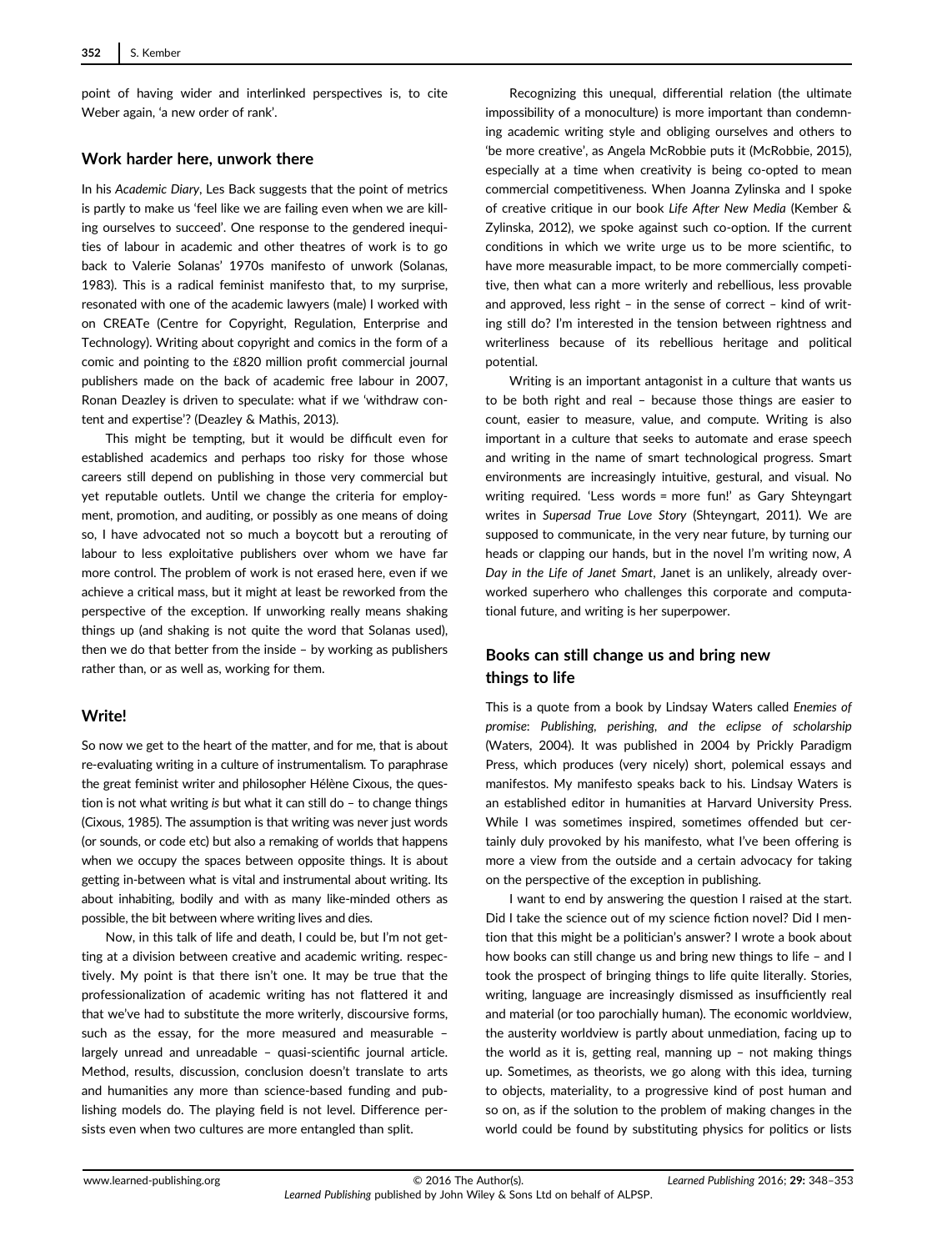point of having wider and interlinked perspectives is, to cite Weber again, 'a new order of rank'.

## Work harder here, unwork there

In his *Academic Diary*, Les Back suggests that the point of metrics is partly to make us 'feel like we are failing even when we are killing ourselves to succeed'. One response to the gendered inequities of labour in academic and other theatres of work is to go back to Valerie Solanas' 1970s manifesto of unwork (Solanas, 1983). This is a radical feminist manifesto that, to my surprise, resonated with one of the academic lawyers (male) I worked with on CREATe (Centre for Copyright, Regulation, Enterprise and Technology). Writing about copyright and comics in the form of a comic and pointing to the £820 million profit commercial journal publishers made on the back of academic free labour in 2007, Ronan Deazley is driven to speculate: what if we 'withdraw content and expertise'? (Deazley & Mathis, 2013).

This might be tempting, but it would be difficult even for established academics and perhaps too risky for those whose careers still depend on publishing in those very commercial but yet reputable outlets. Until we change the criteria for employment, promotion, and auditing, or possibly as one means of doing so, I have advocated not so much a boycott but a rerouting of labour to less exploitative publishers over whom we have far more control. The problem of work is not erased here, even if we achieve a critical mass, but it might at least be reworked from the perspective of the exception. If unworking really means shaking things up (and shaking is not quite the word that Solanas used), then we do that better from the inside – by working as publishers rather than, or as well as, working for them.

## Write!

So now we get to the heart of the matter, and for me, that is about re-evaluating writing in a culture of instrumentalism. To paraphrase the great feminist writer and philosopher Hélène Cixous, the question is not what writing *is* but what it can still do – to change things (Cixous, 1985). The assumption is that writing was never just words (or sounds, or code etc) but also a remaking of worlds that happens when we occupy the spaces between opposite things. It is about getting in-between what is vital and instrumental about writing. Its about inhabiting, bodily and with as many like-minded others as possible, the bit between where writing lives and dies.

Now, in this talk of life and death, I could be, but I'm not getting at a division between creative and academic writing. respectively. My point is that there isn't one. It may be true that the professionalization of academic writing has not flattered it and that we've had to substitute the more writerly, discoursive forms, such as the essay, for the more measured and measurable – largely unread and unreadable – quasi-scientific journal article. Method, results, discussion, conclusion doesn't translate to arts and humanities any more than science-based funding and publishing models do. The playing field is not level. Difference persists even when two cultures are more entangled than split.

Recognizing this unequal, differential relation (the ultimate impossibility of a monoculture) is more important than condemning academic writing style and obliging ourselves and others to 'be more creative', as Angela McRobbie puts it (McRobbie, 2015), especially at a time when creativity is being co-opted to mean commercial competitiveness. When Joanna Zylinska and I spoke of creative critique in our book *Life After New Media* (Kember & Zylinska, 2012), we spoke against such co-option. If the current conditions in which we write urge us to be more scientific, to have more measurable impact, to be more commercially competitive, then what can a more writerly and rebellious, less provable and approved, less right – in the sense of correct – kind of writing still do? I'm interested in the tension between rightness and writerliness because of its rebellious heritage and political potential.

Writing is an important antagonist in a culture that wants us to be both right and real – because those things are easier to count, easier to measure, value, and compute. Writing is also important in a culture that seeks to automate and erase speech and writing in the name of smart technological progress. Smart environments are increasingly intuitive, gestural, and visual. No writing required. 'Less words = more fun!' as Gary Shteyngart writes in *Supersad True Love Story* (Shteyngart, 2011). We are supposed to communicate, in the very near future, by turning our heads or clapping our hands, but in the novel I'm writing now, *A Day in the Life of Janet Smart*, Janet is an unlikely, already overworked superhero who challenges this corporate and computational future, and writing is her superpower.

## Books can still change us and bring new things to life

This is a quote from a book by Lindsay Waters called *Enemies of promise*: *Publishing, perishing, and the eclipse of scholarship* (Waters, 2004). It was published in 2004 by Prickly Paradigm Press, which produces (very nicely) short, polemical essays and manifestos. My manifesto speaks back to his. Lindsay Waters is an established editor in humanities at Harvard University Press. While I was sometimes inspired, sometimes offended but certainly duly provoked by his manifesto, what I've been offering is more a view from the outside and a certain advocacy for taking on the perspective of the exception in publishing.

I want to end by answering the question I raised at the start. Did I take the science out of my science fiction novel? Did I mention that this might be a politician's answer? I wrote a book about how books can still change us and bring new things to life – and I took the prospect of bringing things to life quite literally. Stories, writing, language are increasingly dismissed as insufficiently real and material (or too parochially human). The economic worldview, the austerity worldview is partly about unmediation, facing up to the world as it is, getting real, manning up – not making things up. Sometimes, as theorists, we go along with this idea, turning to objects, materiality, to a progressive kind of post human and so on, as if the solution to the problem of making changes in the world could be found by substituting physics for politics or lists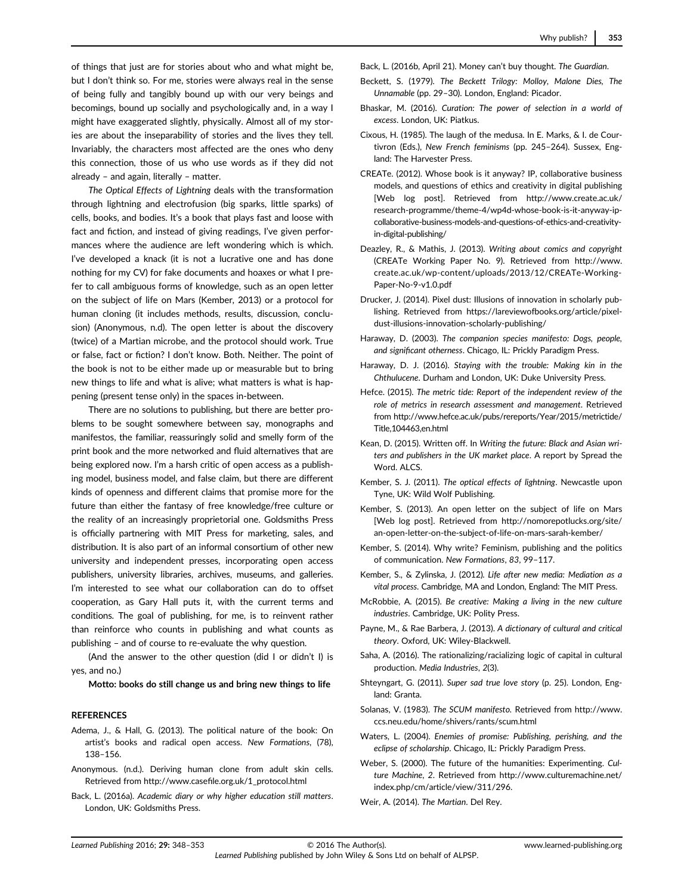of things that just are for stories about who and what might be, but I don't think so. For me, stories were always real in the sense of being fully and tangibly bound up with our very beings and becomings, bound up socially and psychologically and, in a way I might have exaggerated slightly, physically. Almost all of my stories are about the inseparability of stories and the lives they tell. Invariably, the characters most affected are the ones who deny this connection, those of us who use words as if they did not already – and again, literally – matter.

*The Optical Effects of Lightning* deals with the transformation through lightning and electrofusion (big sparks, little sparks) of cells, books, and bodies. It's a book that plays fast and loose with fact and fiction, and instead of giving readings, I've given performances where the audience are left wondering which is which. I've developed a knack (it is not a lucrative one and has done nothing for my CV) for fake documents and hoaxes or what I prefer to call ambiguous forms of knowledge, such as an open letter on the subject of life on Mars (Kember, 2013) or a protocol for human cloning (it includes methods, results, discussion, conclusion) (Anonymous, n.d). The open letter is about the discovery (twice) of a Martian microbe, and the protocol should work. True or false, fact or fiction? I don't know. Both. Neither. The point of the book is not to be either made up or measurable but to bring new things to life and what is alive; what matters is what is happening (present tense only) in the spaces in-between.

There are no solutions to publishing, but there are better problems to be sought somewhere between say, monographs and manifestos, the familiar, reassuringly solid and smelly form of the print book and the more networked and fluid alternatives that are being explored now. I'm a harsh critic of open access as a publishing model, business model, and false claim, but there are different kinds of openness and different claims that promise more for the future than either the fantasy of free knowledge/free culture or the reality of an increasingly proprietorial one. Goldsmiths Press is officially partnering with MIT Press for marketing, sales, and distribution. It is also part of an informal consortium of other new university and independent presses, incorporating open access publishers, university libraries, archives, museums, and galleries. I'm interested to see what our collaboration can do to offset cooperation, as Gary Hall puts it, with the current terms and conditions. The goal of publishing, for me, is to reinvent rather than reinforce who counts in publishing and what counts as publishing – and of course to re-evaluate the why question.

(And the answer to the other question (did I or didn't I) is yes, and no.)

**Motto: books do still change us and bring new things to life**

## REFERENCES

Adema, J., & Hall, G. (2013). The political nature of the book: On artist's books and radical open access. *New Formations*, (78), 138–156.

Anonymous. (n.d.). Deriving human clone from adult skin cells. Retrieved from http://www.casefile.org.uk/1_protocol.html

Back, L. (2016a). *Academic diary or why higher education still matters*. London, UK: Goldsmiths Press.

Back, L. (2016b, April 21). Money can't buy thought. *The Guardian*.

Beckett, S. (1979). *The Beckett Trilogy: Molloy, Malone Dies, The Unnamable* (pp. 29–30). London, England: Picador.

Bhaskar, M. (2016). *Curation: The power of selection in a world of excess*. London, UK: Piatkus.

Cixous, H. (1985). The laugh of the medusa. In E. Marks, & I. de Courtivron (Eds.), *New French feminisms* (pp. 245–264). Sussex, England: The Harvester Press.

CREATe. (2012). Whose book is it anyway? IP, collaborative business models, and questions of ethics and creativity in digital publishing [Web log post]. Retrieved from http://www.create.ac.uk/research-programme/theme-4/wp4d-whose-book-is-it-anyway-ip-collaborative-business-models-and-questions-of-ethics-and-creativity-in-digital-publishing/

Deazley, R., & Mathis, J. (2013). *Writing about comics and copyright* (CREATe Working Paper No. 9). Retrieved from http://www.create.ac.uk/wp-content/uploads/2013/12/CREATe-Working-Paper-No-9-v1.0.pdf

Drucker, J. (2014). Pixel dust: Illusions of innovation in scholarly publishing. Retrieved from https://lareviewofbooks.org/article/pixel-dust-illusions-innovation-scholarly-publishing/

Haraway, D. (2003). *The companion species manifesto: Dogs, people, and significant otherness*. Chicago, IL: Prickly Paradigm Press.

Haraway, D. J. (2016). *Staying with the trouble: Making kin in the Chthulucene*. Durham and London, UK: Duke University Press.

Hefce. (2015). *The metric tide: Report of the independent review of the role of metrics in research assessment and management*. Retrieved from http://www.hefce.ac.uk/pubs/rereports/Year/2015/metrictide/Title,104463,en.html

Kean, D. (2015). Written off. In *Writing the future: Black and Asian writers and publishers in the UK market place*. A report by Spread the Word. ALCS.

Kember, S. J. (2011). *The optical effects of lightning*. Newcastle upon Tyne, UK: Wild Wolf Publishing.

Kember, S. (2013). An open letter on the subject of life on Mars [Web log post]. Retrieved from http://nomorepotlucks.org/site/an-open-letter-on-the-subject-of-life-on-mars-sarah-kember/

Kember, S. (2014). Why write? Feminism, publishing and the politics of communication. *New Formations*, *83*, 99–117.

Kember, S., & Zylinska, J. (2012). *Life after new media: Mediation as a vital process*. Cambridge, MA and London, England: The MIT Press.

McRobbie, A. (2015). *Be creative: Making a living in the new culture industries*. Cambridge, UK: Polity Press.

Payne, M., & Rae Barbera, J. (2013). *A dictionary of cultural and critical theory*. Oxford, UK: Wiley-Blackwell.

Saha, A. (2016). The rationalizing/racializing logic of capital in cultural production. *Media Industries*, *2*(3).

Shteyngart, G. (2011). *Super sad true love story* (p. 25). London, England: Granta.

Solanas, V. (1983). *The SCUM manifesto*. Retrieved from http://www.ccs.neu.edu/home/shivers/rants/scum.html

Waters, L. (2004). *Enemies of promise: Publishing, perishing, and the eclipse of scholarship*. Chicago, IL: Prickly Paradigm Press.

Weber, S. (2000). The future of the humanities: Experimenting. *Culture Machine*, *2*. Retrieved from http://www.culturemachine.net/index.php/cm/article/view/311/296.

Weir, A. (2014). *The Martian*. Del Rey.